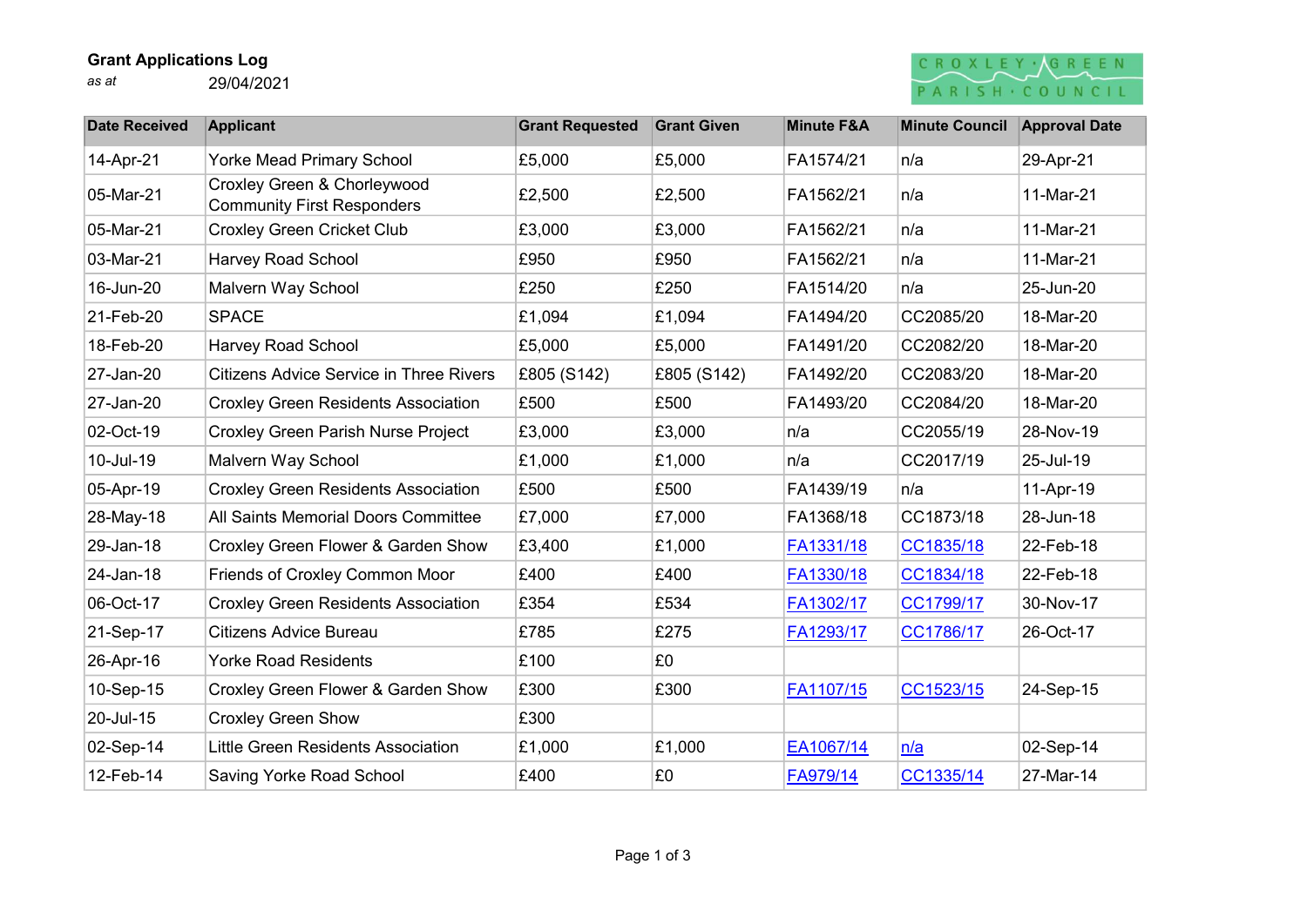**Grant Applications Log**

*as at* 29/04/2021

CROXLEY GREEN PARISH COUNCIL

| Date Received | Applicant | Grant Requested | Grant Given | Minute F&A | Minute Council | Approval Date |
|---|---|---|---|---|---|---|
| 14-Apr-21 | Yorke Mead Primary School | £5,000 | £5,000 | FA1574/21 | n/a | 29-Apr-21 |
| 05-Mar-21 | Croxley Green & Chorleywood Community First Responders | £2,500 | £2,500 | FA1562/21 | n/a | 11-Mar-21 |
| 05-Mar-21 | Croxley Green Cricket Club | £3,000 | £3,000 | FA1562/21 | n/a | 11-Mar-21 |
| 03-Mar-21 | Harvey Road School | £950 | £950 | FA1562/21 | n/a | 11-Mar-21 |
| 16-Jun-20 | Malvern Way School | £250 | £250 | FA1514/20 | n/a | 25-Jun-20 |
| 21-Feb-20 | SPACE | £1,094 | £1,094 | FA1494/20 | CC2085/20 | 18-Mar-20 |
| 18-Feb-20 | Harvey Road School | £5,000 | £5,000 | FA1491/20 | CC2082/20 | 18-Mar-20 |
| 27-Jan-20 | Citizens Advice Service in Three Rivers | £805 (S142) | £805 (S142) | FA1492/20 | CC2083/20 | 18-Mar-20 |
| 27-Jan-20 | Croxley Green Residents Association | £500 | £500 | FA1493/20 | CC2084/20 | 18-Mar-20 |
| 02-Oct-19 | Croxley Green Parish Nurse Project | £3,000 | £3,000 | n/a | CC2055/19 | 28-Nov-19 |
| 10-Jul-19 | Malvern Way School | £1,000 | £1,000 | n/a | CC2017/19 | 25-Jul-19 |
| 05-Apr-19 | Croxley Green Residents Association | £500 | £500 | FA1439/19 | n/a | 11-Apr-19 |
| 28-May-18 | All Saints Memorial Doors Committee | £7,000 | £7,000 | FA1368/18 | CC1873/18 | 28-Jun-18 |
| 29-Jan-18 | Croxley Green Flower & Garden Show | £3,400 | £1,000 | FA1331/18 | CC1835/18 | 22-Feb-18 |
| 24-Jan-18 | Friends of Croxley Common Moor | £400 | £400 | FA1330/18 | CC1834/18 | 22-Feb-18 |
| 06-Oct-17 | Croxley Green Residents Association | £354 | £534 | FA1302/17 | CC1799/17 | 30-Nov-17 |
| 21-Sep-17 | Citizens Advice Bureau | £785 | £275 | FA1293/17 | CC1786/17 | 26-Oct-17 |
| 26-Apr-16 | Yorke Road Residents | £100 | £0 | | | |
| 10-Sep-15 | Croxley Green Flower & Garden Show | £300 | £300 | FA1107/15 | CC1523/15 | 24-Sep-15 |
| 20-Jul-15 | Croxley Green Show | £300 | | | | |
| 02-Sep-14 | Little Green Residents Association | £1,000 | £1,000 | EA1067/14 | n/a | 02-Sep-14 |
| 12-Feb-14 | Saving Yorke Road School | £400 | £0 | FA979/14 | CC1335/14 | 27-Mar-14 |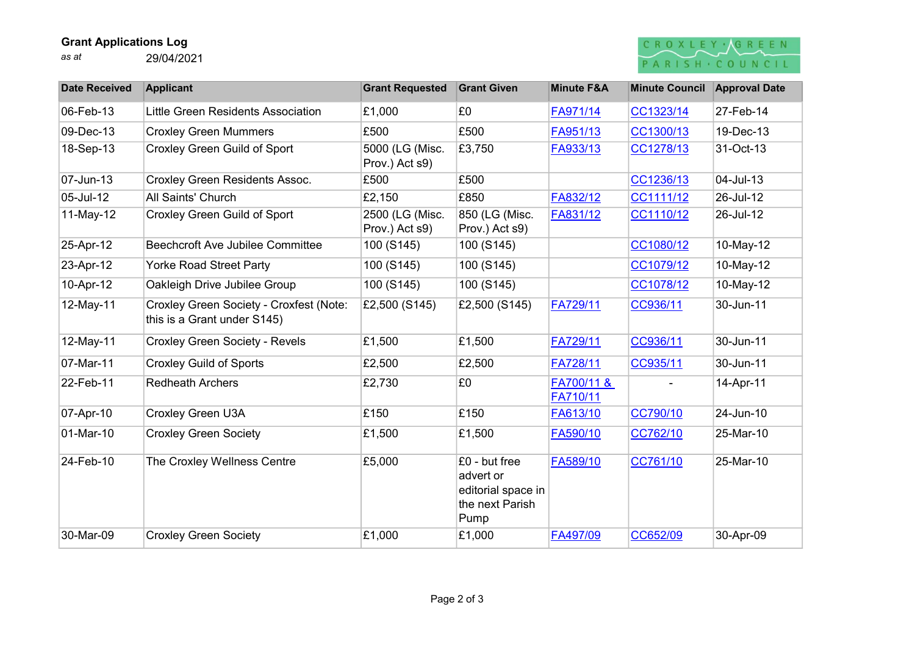**Grant Applications Log**

*as at* 29/04/2021

CROXLEY GREEN PARISH COUNCIL

| Date Received | Applicant | Grant Requested | Grant Given | Minute F&A | Minute Council | Approval Date |
|---|---|---|---|---|---|---|
| 06-Feb-13 | Little Green Residents Association | £1,000 | £0 | FA971/14 | CC1323/14 | 27-Feb-14 |
| 09-Dec-13 | Croxley Green Mummers | £500 | £500 | FA951/13 | CC1300/13 | 19-Dec-13 |
| 18-Sep-13 | Croxley Green Guild of Sport | 5000 (LG (Misc. Prov.) Act s9) | £3,750 | FA933/13 | CC1278/13 | 31-Oct-13 |
| 07-Jun-13 | Croxley Green Residents Assoc. | £500 | £500 | | CC1236/13 | 04-Jul-13 |
| 05-Jul-12 | All Saints' Church | £2,150 | £850 | FA832/12 | CC1111/12 | 26-Jul-12 |
| 11-May-12 | Croxley Green Guild of Sport | 2500 (LG (Misc. Prov.) Act s9) | 850 (LG (Misc. Prov.) Act s9) | FA831/12 | CC1110/12 | 26-Jul-12 |
| 25-Apr-12 | Beechcroft Ave Jubilee Committee | 100 (S145) | 100 (S145) | | CC1080/12 | 10-May-12 |
| 23-Apr-12 | Yorke Road Street Party | 100 (S145) | 100 (S145) | | CC1079/12 | 10-May-12 |
| 10-Apr-12 | Oakleigh Drive Jubilee Group | 100 (S145) | 100 (S145) | | CC1078/12 | 10-May-12 |
| 12-May-11 | Croxley Green Society - Croxfest (Note: this is a Grant under S145) | £2,500 (S145) | £2,500 (S145) | FA729/11 | CC936/11 | 30-Jun-11 |
| 12-May-11 | Croxley Green Society - Revels | £1,500 | £1,500 | FA729/11 | CC936/11 | 30-Jun-11 |
| 07-Mar-11 | Croxley Guild of Sports | £2,500 | £2,500 | FA728/11 | CC935/11 | 30-Jun-11 |
| 22-Feb-11 | Redheath Archers | £2,730 | £0 | FA700/11 & FA710/11 | - | 14-Apr-11 |
| 07-Apr-10 | Croxley Green U3A | £150 | £150 | FA613/10 | CC790/10 | 24-Jun-10 |
| 01-Mar-10 | Croxley Green Society | £1,500 | £1,500 | FA590/10 | CC762/10 | 25-Mar-10 |
| 24-Feb-10 | The Croxley Wellness Centre | £5,000 | £0 - but free advert or editorial space in the next Parish Pump | FA589/10 | CC761/10 | 25-Mar-10 |
| 30-Mar-09 | Croxley Green Society | £1,000 | £1,000 | FA497/09 | CC652/09 | 30-Apr-09 |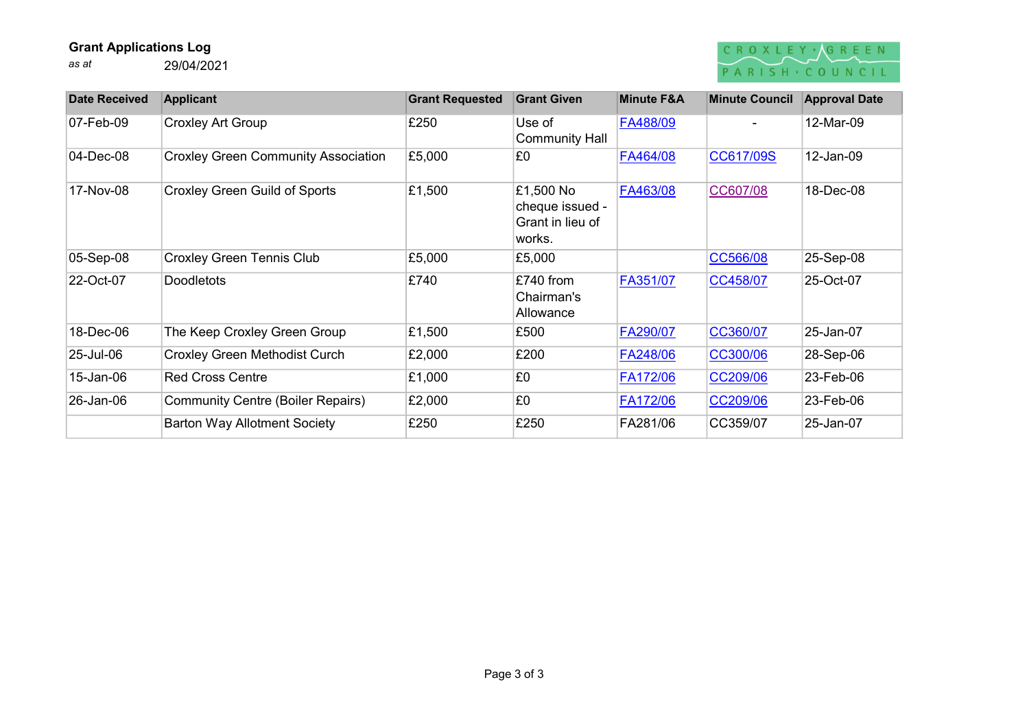**Grant Applications Log**

*as at* 29/04/2021

CROXLEY GREEN PARISH COUNCIL

| Date Received | Applicant | Grant Requested | Grant Given | Minute F&A | Minute Council | Approval Date |
|---|---|---|---|---|---|---|
| 07-Feb-09 | Croxley Art Group | £250 | Use of Community Hall | FA488/09 | - | 12-Mar-09 |
| 04-Dec-08 | Croxley Green Community Association | £5,000 | £0 | FA464/08 | CC617/09S | 12-Jan-09 |
| 17-Nov-08 | Croxley Green Guild of Sports | £1,500 | £1,500 No cheque issued - Grant in lieu of works. | FA463/08 | CC607/08 | 18-Dec-08 |
| 05-Sep-08 | Croxley Green Tennis Club | £5,000 | £5,000 | | CC566/08 | 25-Sep-08 |
| 22-Oct-07 | Doodletots | £740 | £740 from Chairman's Allowance | FA351/07 | CC458/07 | 25-Oct-07 |
| 18-Dec-06 | The Keep Croxley Green Group | £1,500 | £500 | FA290/07 | CC360/07 | 25-Jan-07 |
| 25-Jul-06 | Croxley Green Methodist Curch | £2,000 | £200 | FA248/06 | CC300/06 | 28-Sep-06 |
| 15-Jan-06 | Red Cross Centre | £1,000 | £0 | FA172/06 | CC209/06 | 23-Feb-06 |
| 26-Jan-06 | Community Centre (Boiler Repairs) | £2,000 | £0 | FA172/06 | CC209/06 | 23-Feb-06 |
| | Barton Way Allotment Society | £250 | £250 | FA281/06 | CC359/07 | 25-Jan-07 |